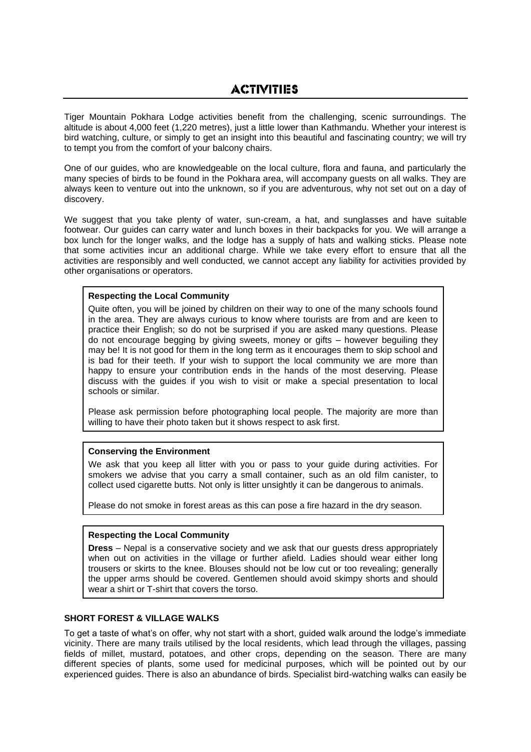# ACTIVITIES

Tiger Mountain Pokhara Lodge activities benefit from the challenging, scenic surroundings. The altitude is about 4,000 feet (1,220 metres), just a little lower than Kathmandu. Whether your interest is bird watching, culture, or simply to get an insight into this beautiful and fascinating country; we will try to tempt you from the comfort of your balcony chairs.

One of our guides, who are knowledgeable on the local culture, flora and fauna, and particularly the many species of birds to be found in the Pokhara area, will accompany guests on all walks. They are always keen to venture out into the unknown, so if you are adventurous, why not set out on a day of discovery.

We suggest that you take plenty of water, sun-cream, a hat, and sunglasses and have suitable footwear. Our guides can carry water and lunch boxes in their backpacks for you. We will arrange a box lunch for the longer walks, and the lodge has a supply of hats and walking sticks. Please note that some activities incur an additional charge. While we take every effort to ensure that all the activities are responsibly and well conducted, we cannot accept any liability for activities provided by other organisations or operators.

**Respecting the Local Community**

Quite often, you will be joined by children on their way to one of the many schools found in the area. They are always curious to know where tourists are from and are keen to practice their English; so do not be surprised if you are asked many questions. Please do not encourage begging by giving sweets, money or gifts – however beguiling they may be! It is not good for them in the long term as it encourages them to skip school and is bad for their teeth. If your wish to support the local community we are more than happy to ensure your contribution ends in the hands of the most deserving. Please discuss with the guides if you wish to visit or make a special presentation to local schools or similar.

Please ask permission before photographing local people. The majority are more than willing to have their photo taken but it shows respect to ask first.

**Conserving the Environment**

We ask that you keep all litter with you or pass to your guide during activities. For smokers we advise that you carry a small container, such as an old film canister, to collect used cigarette butts. Not only is litter unsightly it can be dangerous to animals.

Please do not smoke in forest areas as this can pose a fire hazard in the dry season.

**Respecting the Local Community**

**Dress** – Nepal is a conservative society and we ask that our guests dress appropriately when out on activities in the village or further afield. Ladies should wear either long trousers or skirts to the knee. Blouses should not be low cut or too revealing; generally the upper arms should be covered. Gentlemen should avoid skimpy shorts and should wear a shirt or T-shirt that covers the torso.

**SHORT FOREST & VILLAGE WALKS**

To get a taste of what's on offer, why not start with a short, guided walk around the lodge's immediate vicinity. There are many trails utilised by the local residents, which lead through the villages, passing fields of millet, mustard, potatoes, and other crops, depending on the season. There are many different species of plants, some used for medicinal purposes, which will be pointed out by our experienced guides. There is also an abundance of birds. Specialist bird-watching walks can easily be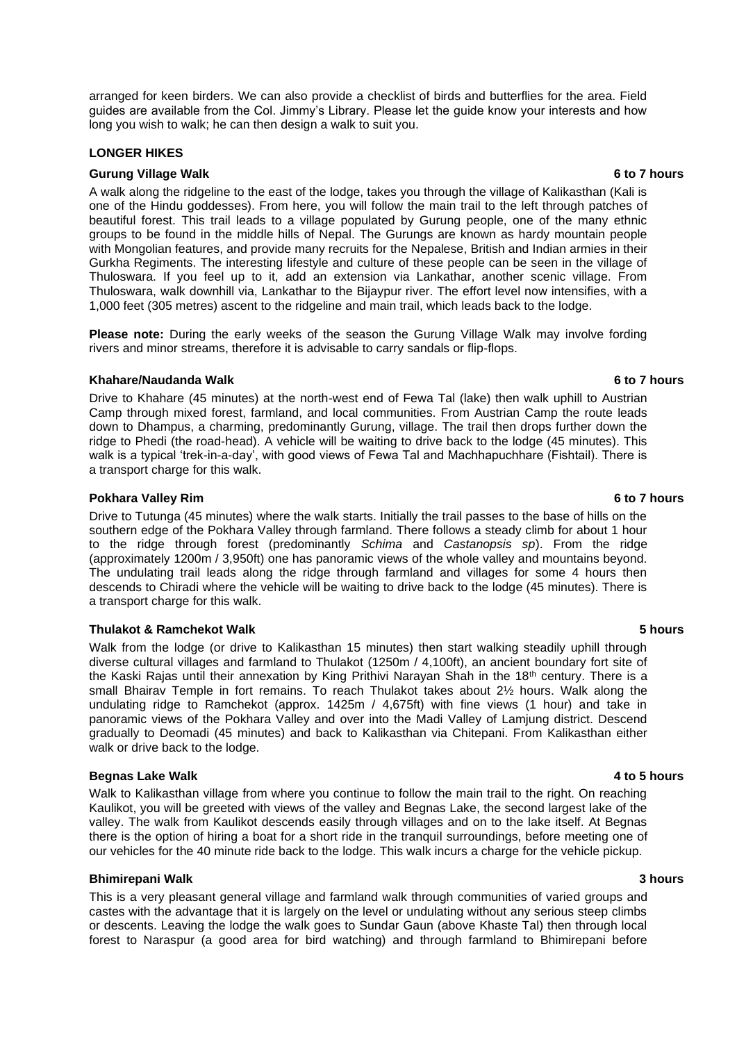arranged for keen birders. We can also provide a checklist of birds and butterflies for the area. Field guides are available from the Col. Jimmy's Library. Please let the guide know your interests and how long you wish to walk; he can then design a walk to suit you.

## LONGER HIKES

### Gurung Village Walk — 6 to 7 hours

A walk along the ridgeline to the east of the lodge, takes you through the village of Kalikasthan (Kali is one of the Hindu goddesses). From here, you will follow the main trail to the left through patches of beautiful forest. This trail leads to a village populated by Gurung people, one of the many ethnic groups to be found in the middle hills of Nepal. The Gurungs are known as hardy mountain people with Mongolian features, and provide many recruits for the Nepalese, British and Indian armies in their Gurkha Regiments. The interesting lifestyle and culture of these people can be seen in the village of Thuloswara. If you feel up to it, add an extension via Lankathar, another scenic village. From Thuloswara, walk downhill via, Lankathar to the Bijaypur river. The effort level now intensifies, with a 1,000 feet (305 metres) ascent to the ridgeline and main trail, which leads back to the lodge.

**Please note:** During the early weeks of the season the Gurung Village Walk may involve fording rivers and minor streams, therefore it is advisable to carry sandals or flip-flops.

### Khahare/Naudanda Walk — 6 to 7 hours

Drive to Khahare (45 minutes) at the north-west end of Fewa Tal (lake) then walk uphill to Austrian Camp through mixed forest, farmland, and local communities. From Austrian Camp the route leads down to Dhampus, a charming, predominantly Gurung, village. The trail then drops further down the ridge to Phedi (the road-head). A vehicle will be waiting to drive back to the lodge (45 minutes). This walk is a typical 'trek-in-a-day', with good views of Fewa Tal and Machhapuchhare (Fishtail). There is a transport charge for this walk.

### Pokhara Valley Rim — 6 to 7 hours

Drive to Tutunga (45 minutes) where the walk starts. Initially the trail passes to the base of hills on the southern edge of the Pokhara Valley through farmland. There follows a steady climb for about 1 hour to the ridge through forest (predominantly *Schima* and *Castanopsis sp*). From the ridge (approximately 1200m / 3,950ft) one has panoramic views of the whole valley and mountains beyond. The undulating trail leads along the ridge through farmland and villages for some 4 hours then descends to Chiradi where the vehicle will be waiting to drive back to the lodge (45 minutes). There is a transport charge for this walk.

### Thulakot & Ramchekot Walk — 5 hours

Walk from the lodge (or drive to Kalikasthan 15 minutes) then start walking steadily uphill through diverse cultural villages and farmland to Thulakot (1250m / 4,100ft), an ancient boundary fort site of the Kaski Rajas until their annexation by King Prithivi Narayan Shah in the 18th century. There is a small Bhairav Temple in fort remains. To reach Thulakot takes about 2½ hours. Walk along the undulating ridge to Ramchekot (approx. 1425m / 4,675ft) with fine views (1 hour) and take in panoramic views of the Pokhara Valley and over into the Madi Valley of Lamjung district. Descend gradually to Deomadi (45 minutes) and back to Kalikasthan via Chitepani. From Kalikasthan either walk or drive back to the lodge.

### Begnas Lake Walk — 4 to 5 hours

Walk to Kalikasthan village from where you continue to follow the main trail to the right. On reaching Kaulikot, you will be greeted with views of the valley and Begnas Lake, the second largest lake of the valley. The walk from Kaulikot descends easily through villages and on to the lake itself. At Begnas there is the option of hiring a boat for a short ride in the tranquil surroundings, before meeting one of our vehicles for the 40 minute ride back to the lodge. This walk incurs a charge for the vehicle pickup.

### Bhimirepani Walk — 3 hours

This is a very pleasant general village and farmland walk through communities of varied groups and castes with the advantage that it is largely on the level or undulating without any serious steep climbs or descents. Leaving the lodge the walk goes to Sundar Gaun (above Khaste Tal) then through local forest to Naraspur (a good area for bird watching) and through farmland to Bhimirepani before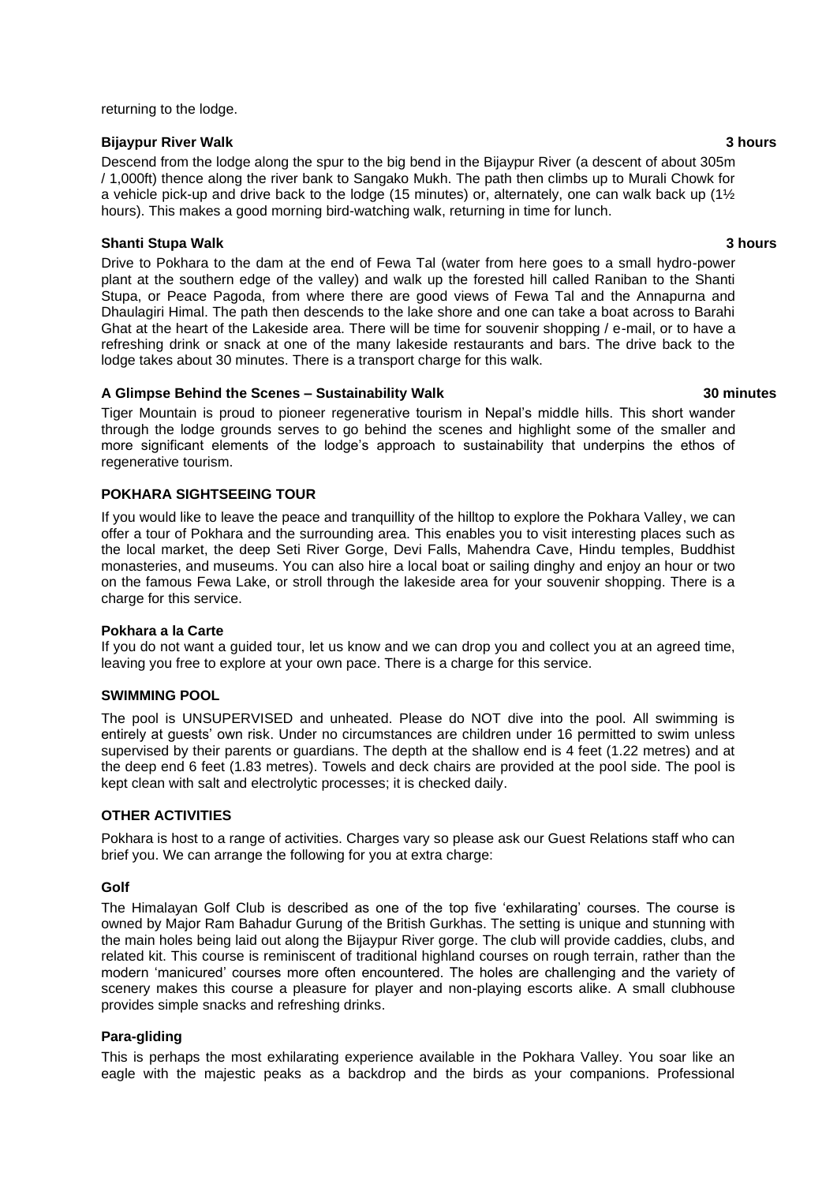returning to the lodge.

**Bijaypur River Walk** **3 hours**

Descend from the lodge along the spur to the big bend in the Bijaypur River (a descent of about 305m / 1,000ft) thence along the river bank to Sangako Mukh. The path then climbs up to Murali Chowk for a vehicle pick-up and drive back to the lodge (15 minutes) or, alternately, one can walk back up (1½ hours). This makes a good morning bird-watching walk, returning in time for lunch.

**Shanti Stupa Walk** **3 hours**

Drive to Pokhara to the dam at the end of Fewa Tal (water from here goes to a small hydro-power plant at the southern edge of the valley) and walk up the forested hill called Raniban to the Shanti Stupa, or Peace Pagoda, from where there are good views of Fewa Tal and the Annapurna and Dhaulagiri Himal. The path then descends to the lake shore and one can take a boat across to Barahi Ghat at the heart of the Lakeside area. There will be time for souvenir shopping / e-mail, or to have a refreshing drink or snack at one of the many lakeside restaurants and bars. The drive back to the lodge takes about 30 minutes. There is a transport charge for this walk.

**A Glimpse Behind the Scenes – Sustainability Walk** **30 minutes**

Tiger Mountain is proud to pioneer regenerative tourism in Nepal's middle hills. This short wander through the lodge grounds serves to go behind the scenes and highlight some of the smaller and more significant elements of the lodge's approach to sustainability that underpins the ethos of regenerative tourism.

## POKHARA SIGHTSEEING TOUR

If you would like to leave the peace and tranquillity of the hilltop to explore the Pokhara Valley, we can offer a tour of Pokhara and the surrounding area. This enables you to visit interesting places such as the local market, the deep Seti River Gorge, Devi Falls, Mahendra Cave, Hindu temples, Buddhist monasteries, and museums. You can also hire a local boat or sailing dinghy and enjoy an hour or two on the famous Fewa Lake, or stroll through the lakeside area for your souvenir shopping. There is a charge for this service.

**Pokhara a la Carte**

If you do not want a guided tour, let us know and we can drop you and collect you at an agreed time, leaving you free to explore at your own pace. There is a charge for this service.

## SWIMMING POOL

The pool is UNSUPERVISED and unheated. Please do NOT dive into the pool. All swimming is entirely at guests' own risk. Under no circumstances are children under 16 permitted to swim unless supervised by their parents or guardians. The depth at the shallow end is 4 feet (1.22 metres) and at the deep end 6 feet (1.83 metres). Towels and deck chairs are provided at the pool side. The pool is kept clean with salt and electrolytic processes; it is checked daily.

## OTHER ACTIVITIES

Pokhara is host to a range of activities. Charges vary so please ask our Guest Relations staff who can brief you. We can arrange the following for you at extra charge:

**Golf**

The Himalayan Golf Club is described as one of the top five 'exhilarating' courses. The course is owned by Major Ram Bahadur Gurung of the British Gurkhas. The setting is unique and stunning with the main holes being laid out along the Bijaypur River gorge. The club will provide caddies, clubs, and related kit. This course is reminiscent of traditional highland courses on rough terrain, rather than the modern 'manicured' courses more often encountered. The holes are challenging and the variety of scenery makes this course a pleasure for player and non-playing escorts alike. A small clubhouse provides simple snacks and refreshing drinks.

**Para-gliding**

This is perhaps the most exhilarating experience available in the Pokhara Valley. You soar like an eagle with the majestic peaks as a backdrop and the birds as your companions. Professional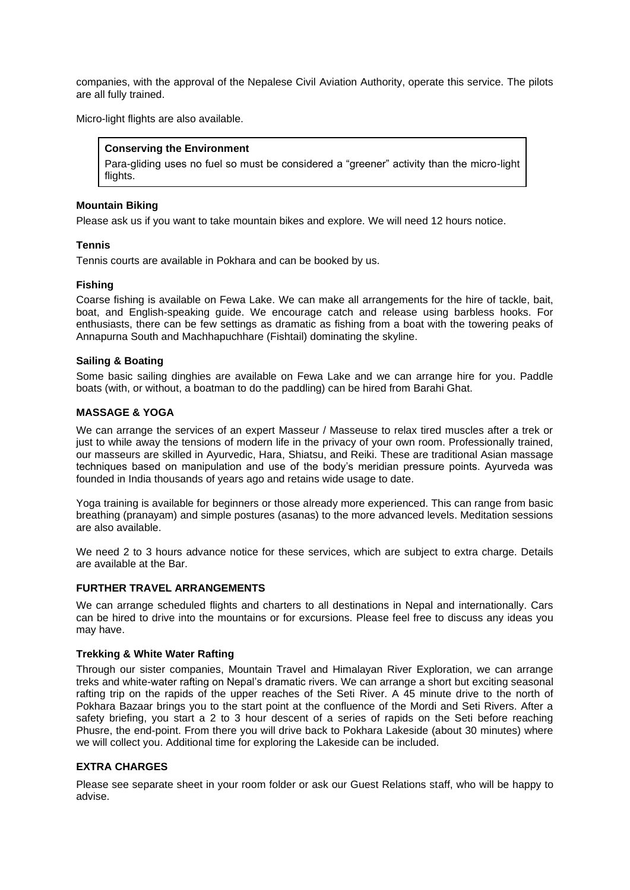companies, with the approval of the Nepalese Civil Aviation Authority, operate this service. The pilots are all fully trained.

Micro-light flights are also available.

> **Conserving the Environment**
>
> Para-gliding uses no fuel so must be considered a "greener" activity than the micro-light flights.

### Mountain Biking

Please ask us if you want to take mountain bikes and explore. We will need 12 hours notice.

### Tennis

Tennis courts are available in Pokhara and can be booked by us.

### Fishing

Coarse fishing is available on Fewa Lake. We can make all arrangements for the hire of tackle, bait, boat, and English-speaking guide. We encourage catch and release using barbless hooks. For enthusiasts, there can be few settings as dramatic as fishing from a boat with the towering peaks of Annapurna South and Machhapuchhare (Fishtail) dominating the skyline.

### Sailing & Boating

Some basic sailing dinghies are available on Fewa Lake and we can arrange hire for you. Paddle boats (with, or without, a boatman to do the paddling) can be hired from Barahi Ghat.

## MASSAGE & YOGA

We can arrange the services of an expert Masseur / Masseuse to relax tired muscles after a trek or just to while away the tensions of modern life in the privacy of your own room. Professionally trained, our masseurs are skilled in Ayurvedic, Hara, Shiatsu, and Reiki. These are traditional Asian massage techniques based on manipulation and use of the body's meridian pressure points. Ayurveda was founded in India thousands of years ago and retains wide usage to date.

Yoga training is available for beginners or those already more experienced. This can range from basic breathing (pranayam) and simple postures (asanas) to the more advanced levels. Meditation sessions are also available.

We need 2 to 3 hours advance notice for these services, which are subject to extra charge. Details are available at the Bar.

## FURTHER TRAVEL ARRANGEMENTS

We can arrange scheduled flights and charters to all destinations in Nepal and internationally. Cars can be hired to drive into the mountains or for excursions. Please feel free to discuss any ideas you may have.

### Trekking & White Water Rafting

Through our sister companies, Mountain Travel and Himalayan River Exploration, we can arrange treks and white-water rafting on Nepal's dramatic rivers. We can arrange a short but exciting seasonal rafting trip on the rapids of the upper reaches of the Seti River. A 45 minute drive to the north of Pokhara Bazaar brings you to the start point at the confluence of the Mordi and Seti Rivers. After a safety briefing, you start a 2 to 3 hour descent of a series of rapids on the Seti before reaching Phusre, the end-point. From there you will drive back to Pokhara Lakeside (about 30 minutes) where we will collect you. Additional time for exploring the Lakeside can be included.

## EXTRA CHARGES

Please see separate sheet in your room folder or ask our Guest Relations staff, who will be happy to advise.